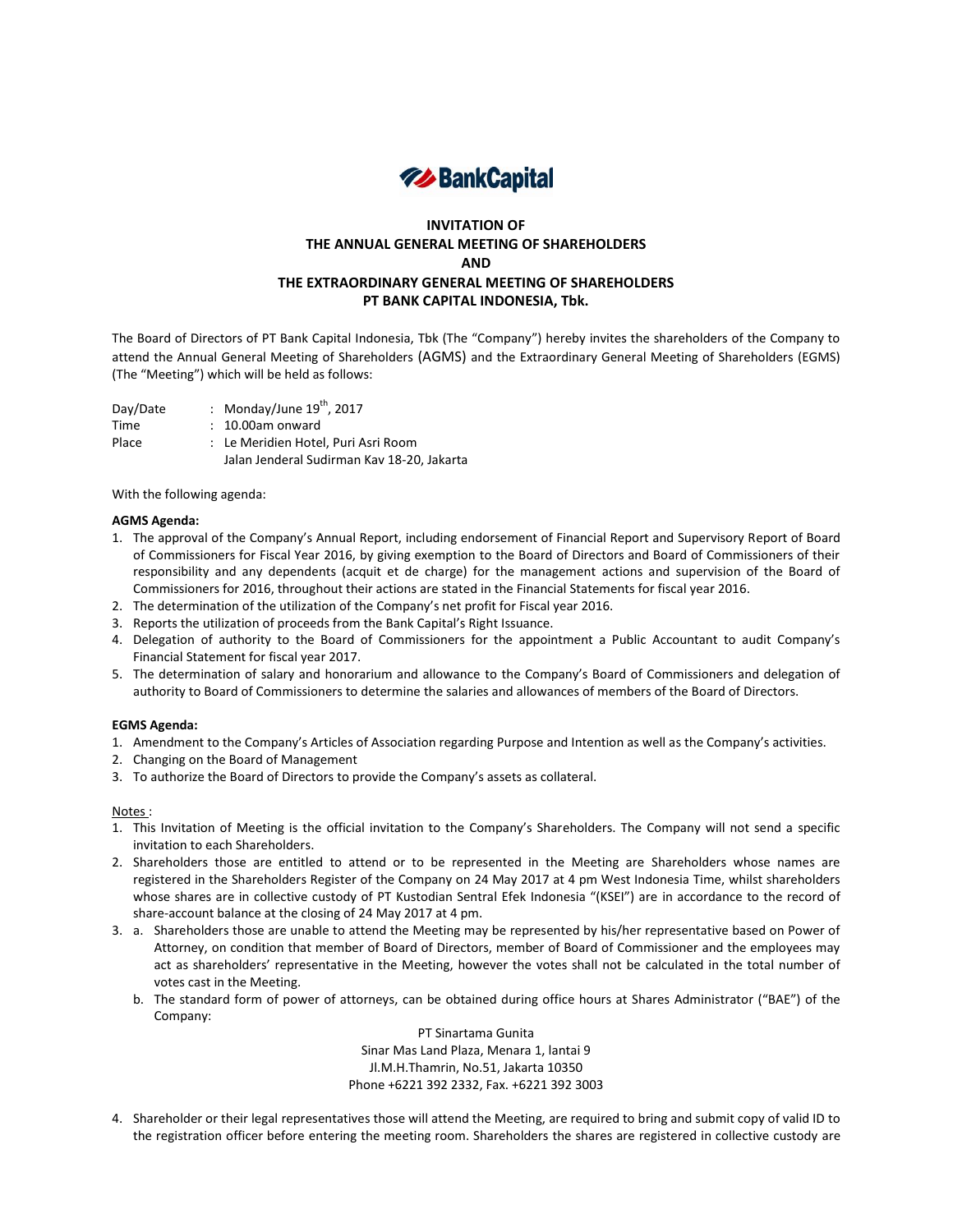**BankCapital**

**INVITATION OF**
**THE ANNUAL GENERAL MEETING OF SHAREHOLDERS**
**AND**
**THE EXTRAORDINARY GENERAL MEETING OF SHAREHOLDERS**
**PT BANK CAPITAL INDONESIA, Tbk.**

The Board of Directors of PT Bank Capital Indonesia, Tbk (The "Company") hereby invites the shareholders of the Company to attend the Annual General Meeting of Shareholders (AGMS) and the Extraordinary General Meeting of Shareholders (EGMS) (The "Meeting") which will be held as follows:

Day/Date : Monday/June 19th, 2017
Time : 10.00am onward
Place : Le Meridien Hotel, Puri Asri Room
Jalan Jenderal Sudirman Kav 18-20, Jakarta

With the following agenda:

**AGMS Agenda:**

1. The approval of the Company's Annual Report, including endorsement of Financial Report and Supervisory Report of Board of Commissioners for Fiscal Year 2016, by giving exemption to the Board of Directors and Board of Commissioners of their responsibility and any dependents (acquit et de charge) for the management actions and supervision of the Board of Commissioners for 2016, throughout their actions are stated in the Financial Statements for fiscal year 2016.
2. The determination of the utilization of the Company's net profit for Fiscal year 2016.
3. Reports the utilization of proceeds from the Bank Capital's Right Issuance.
4. Delegation of authority to the Board of Commissioners for the appointment a Public Accountant to audit Company's Financial Statement for fiscal year 2017.
5. The determination of salary and honorarium and allowance to the Company's Board of Commissioners and delegation of authority to Board of Commissioners to determine the salaries and allowances of members of the Board of Directors.

**EGMS Agenda:**

1. Amendment to the Company's Articles of Association regarding Purpose and Intention as well as the Company's activities.
2. Changing on the Board of Management
3. To authorize the Board of Directors to provide the Company's assets as collateral.

Notes :

1. This Invitation of Meeting is the official invitation to the Company's Shareholders. The Company will not send a specific invitation to each Shareholders.
2. Shareholders those are entitled to attend or to be represented in the Meeting are Shareholders whose names are registered in the Shareholders Register of the Company on 24 May 2017 at 4 pm West Indonesia Time, whilst shareholders whose shares are in collective custody of PT Kustodian Sentral Efek Indonesia "(KSEI") are in accordance to the record of share-account balance at the closing of 24 May 2017 at 4 pm.
3. a. Shareholders those are unable to attend the Meeting may be represented by his/her representative based on Power of Attorney, on condition that member of Board of Directors, member of Board of Commissioner and the employees may act as shareholders' representative in the Meeting, however the votes shall not be calculated in the total number of votes cast in the Meeting.
   b. The standard form of power of attorneys, can be obtained during office hours at Shares Administrator ("BAE") of the Company:

   PT Sinartama Gunita
   Sinar Mas Land Plaza, Menara 1, lantai 9
   Jl.M.H.Thamrin, No.51, Jakarta 10350
   Phone +6221 392 2332, Fax. +6221 392 3003

4. Shareholder or their legal representatives those will attend the Meeting, are required to bring and submit copy of valid ID to the registration officer before entering the meeting room. Shareholders the shares are registered in collective custody are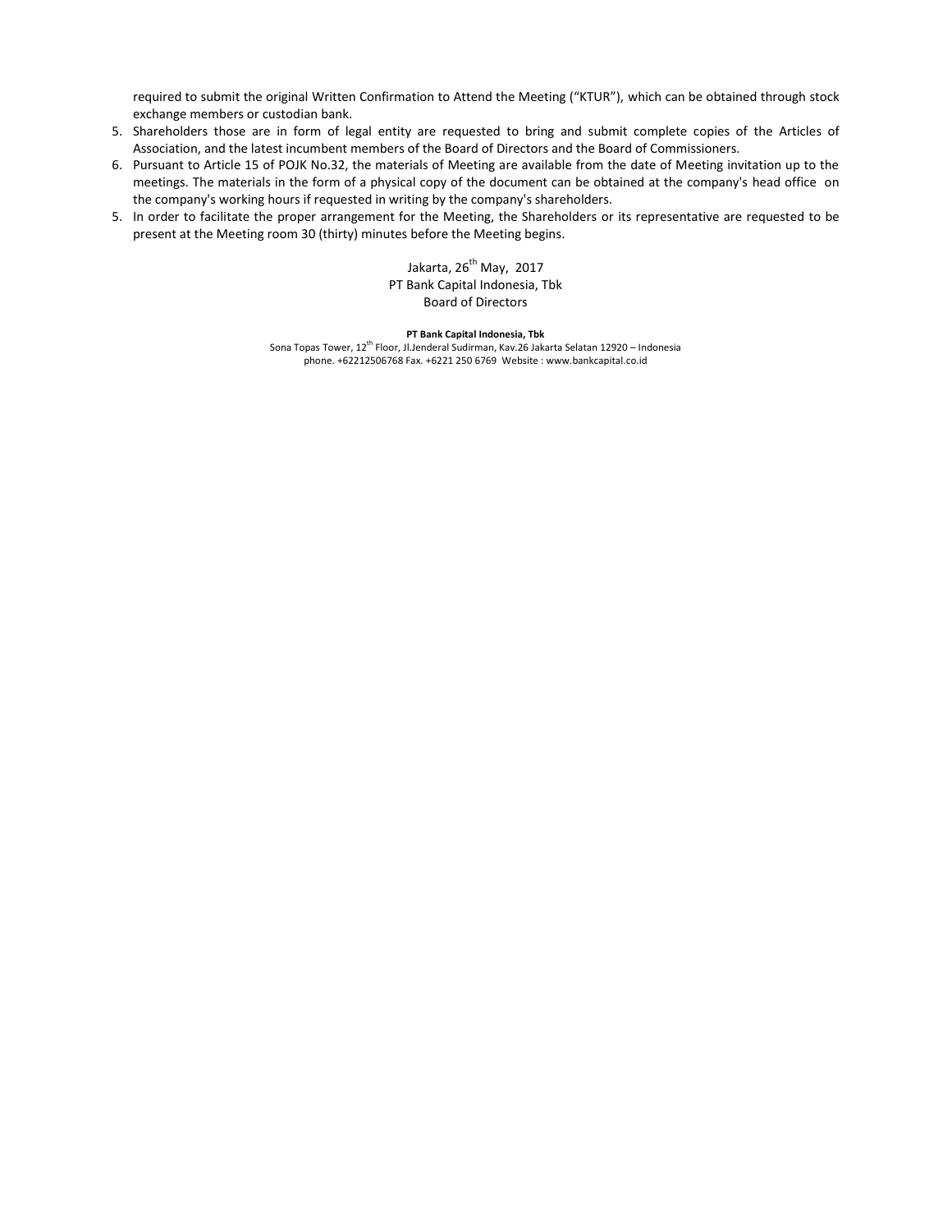required to submit the original Written Confirmation to Attend the Meeting ("KTUR"), which can be obtained through stock exchange members or custodian bank.

5. Shareholders those are in form of legal entity are requested to bring and submit complete copies of the Articles of Association, and the latest incumbent members of the Board of Directors and the Board of Commissioners.
6. Pursuant to Article 15 of POJK No.32, the materials of Meeting are available from the date of Meeting invitation up to the meetings. The materials in the form of a physical copy of the document can be obtained at the company's head office on the company's working hours if requested in writing by the company's shareholders.
5. In order to facilitate the proper arrangement for the Meeting, the Shareholders or its representative are requested to be present at the Meeting room 30 (thirty) minutes before the Meeting begins.

Jakarta, 26th May, 2017

PT Bank Capital Indonesia, Tbk

Board of Directors

**PT Bank Capital Indonesia, Tbk**

Sona Topas Tower, 12th Floor, Jl.Jenderal Sudirman, Kav.26 Jakarta Selatan 12920 – Indonesia

phone. +62212506768 Fax. +6221 250 6769 Website : www.bankcapital.co.id